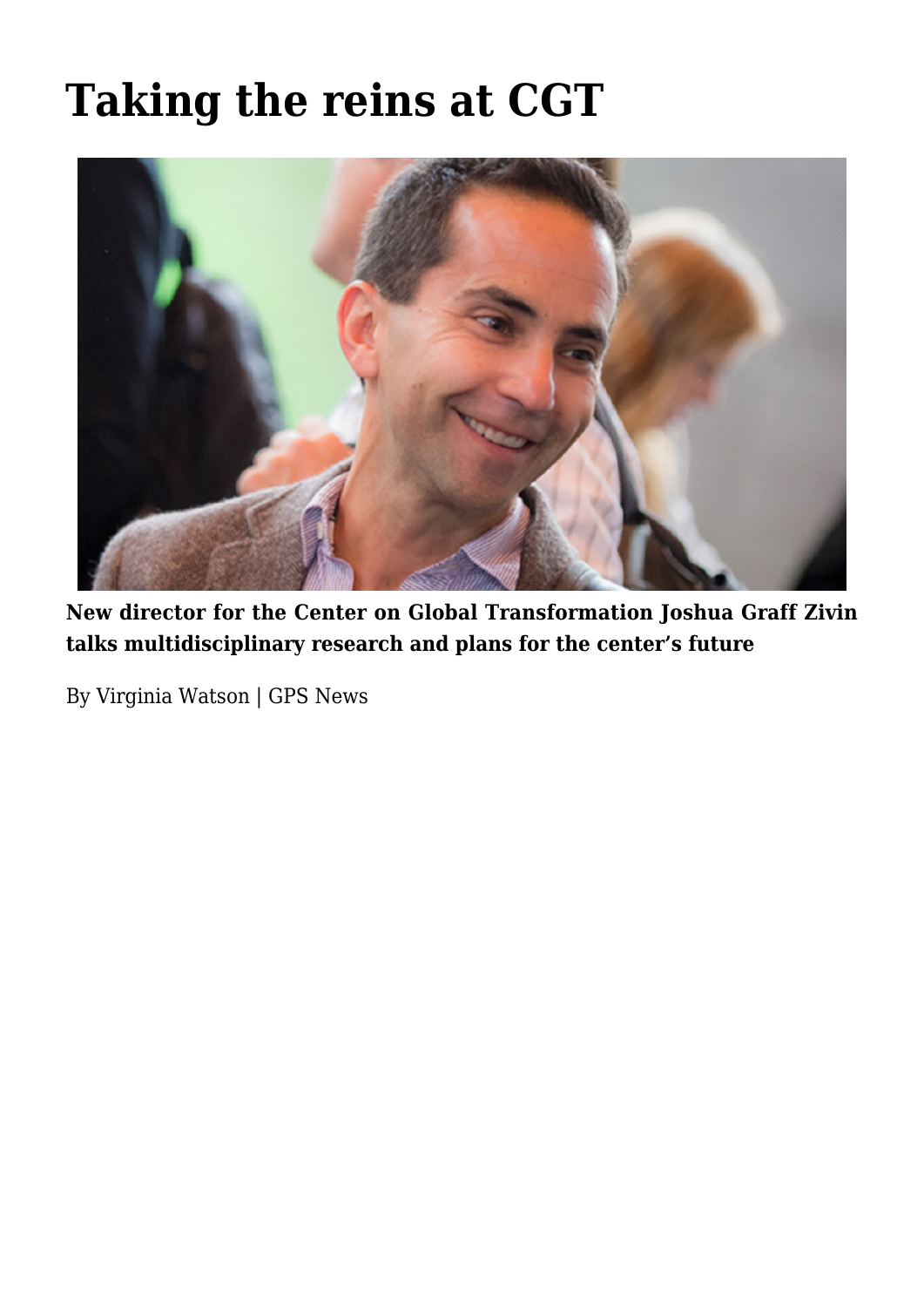# Taking the reins at CGT

**New director for the Center on Global Transformation Joshua Graff Zivin talks multidisciplinary research and plans for the center's future**

By Virginia Watson | GPS News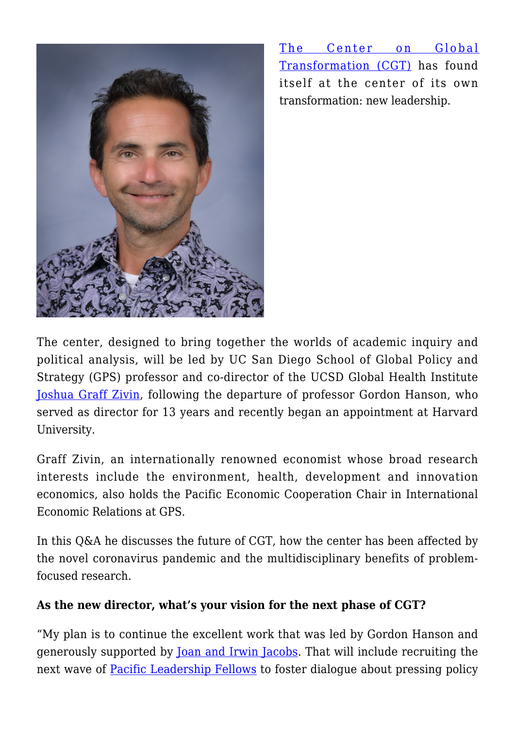[The Center on Global Transformation (CGT)](#) has found itself at the center of its own transformation: new leadership.

The center, designed to bring together the worlds of academic inquiry and political analysis, will be led by UC San Diego School of Global Policy and Strategy (GPS) professor and co-director of the UCSD Global Health Institute [Joshua Graff Zivin](#), following the departure of professor Gordon Hanson, who served as director for 13 years and recently began an appointment at Harvard University.

Graff Zivin, an internationally renowned economist whose broad research interests include the environment, health, development and innovation economics, also holds the Pacific Economic Cooperation Chair in International Economic Relations at GPS.

In this Q&A he discusses the future of CGT, how the center has been affected by the novel coronavirus pandemic and the multidisciplinary benefits of problem-focused research.

**As the new director, what's your vision for the next phase of CGT?**

"My plan is to continue the excellent work that was led by Gordon Hanson and generously supported by [Joan and Irwin Jacobs](#). That will include recruiting the next wave of [Pacific Leadership Fellows](#) to foster dialogue about pressing policy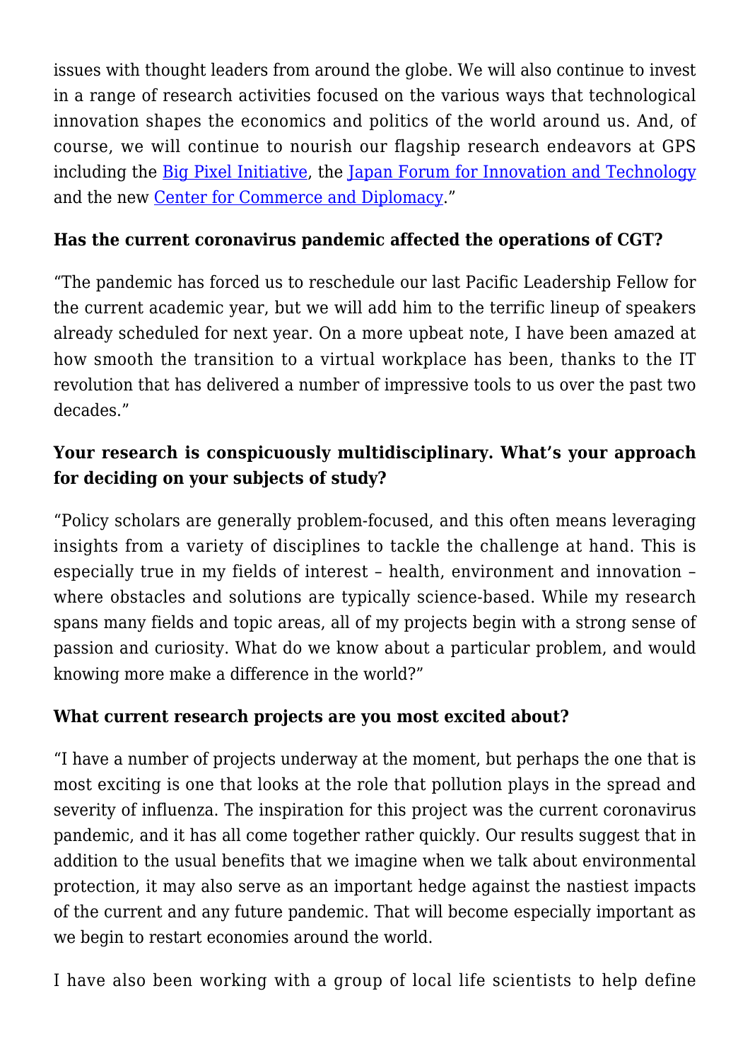issues with thought leaders from around the globe. We will also continue to invest in a range of research activities focused on the various ways that technological innovation shapes the economics and politics of the world around us. And, of course, we will continue to nourish our flagship research endeavors at GPS including the Big Pixel Initiative, the Japan Forum for Innovation and Technology and the new Center for Commerce and Diplomacy."

**Has the current coronavirus pandemic affected the operations of CGT?**

"The pandemic has forced us to reschedule our last Pacific Leadership Fellow for the current academic year, but we will add him to the terrific lineup of speakers already scheduled for next year. On a more upbeat note, I have been amazed at how smooth the transition to a virtual workplace has been, thanks to the IT revolution that has delivered a number of impressive tools to us over the past two decades."

**Your research is conspicuously multidisciplinary. What's your approach for deciding on your subjects of study?**

"Policy scholars are generally problem-focused, and this often means leveraging insights from a variety of disciplines to tackle the challenge at hand. This is especially true in my fields of interest – health, environment and innovation – where obstacles and solutions are typically science-based. While my research spans many fields and topic areas, all of my projects begin with a strong sense of passion and curiosity. What do we know about a particular problem, and would knowing more make a difference in the world?"

**What current research projects are you most excited about?**

"I have a number of projects underway at the moment, but perhaps the one that is most exciting is one that looks at the role that pollution plays in the spread and severity of influenza. The inspiration for this project was the current coronavirus pandemic, and it has all come together rather quickly. Our results suggest that in addition to the usual benefits that we imagine when we talk about environmental protection, it may also serve as an important hedge against the nastiest impacts of the current and any future pandemic. That will become especially important as we begin to restart economies around the world.

I have also been working with a group of local life scientists to help define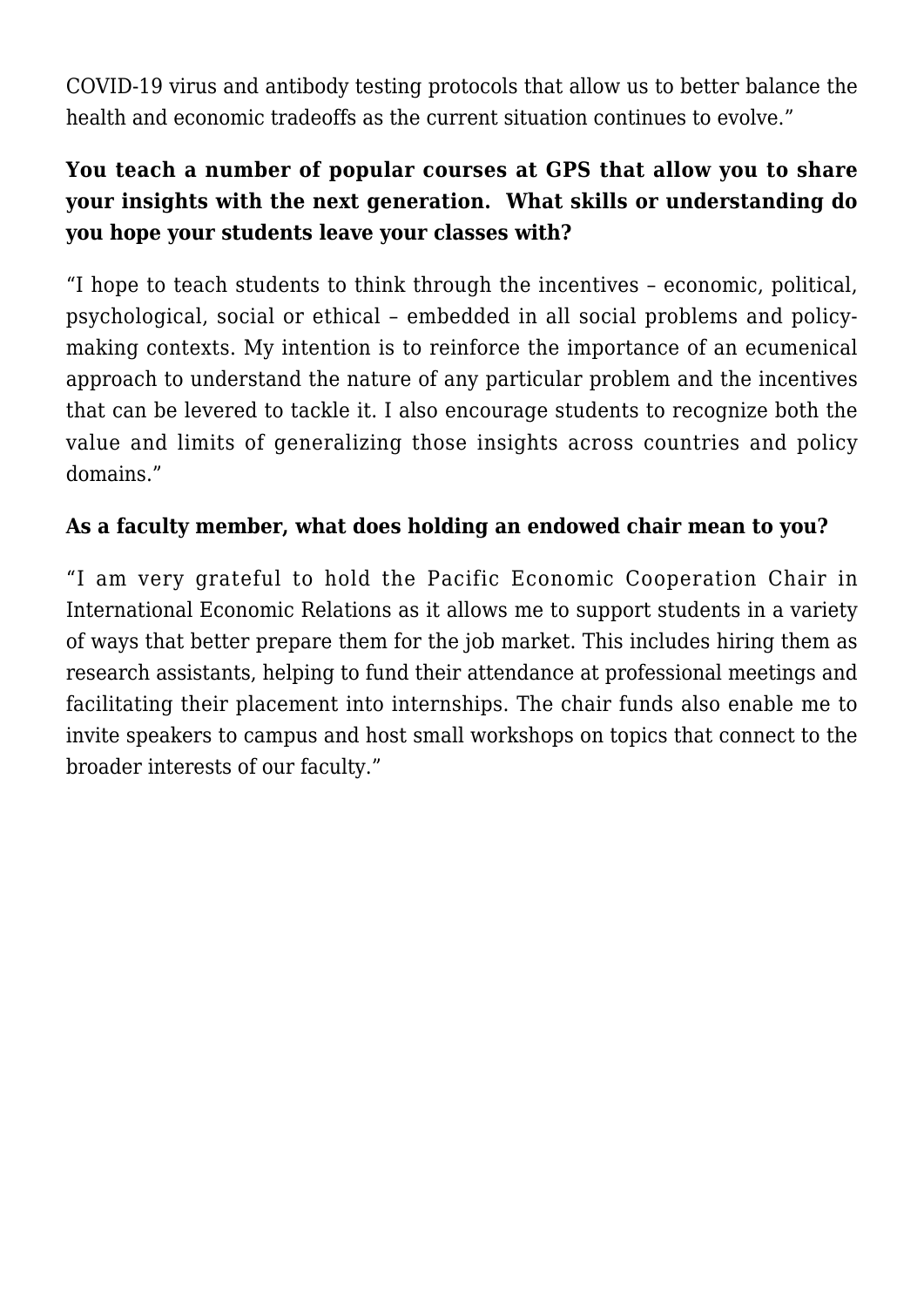COVID-19 virus and antibody testing protocols that allow us to better balance the health and economic tradeoffs as the current situation continues to evolve."

**You teach a number of popular courses at GPS that allow you to share your insights with the next generation.  What skills or understanding do you hope your students leave your classes with?**

"I hope to teach students to think through the incentives – economic, political, psychological, social or ethical – embedded in all social problems and policy-making contexts. My intention is to reinforce the importance of an ecumenical approach to understand the nature of any particular problem and the incentives that can be levered to tackle it. I also encourage students to recognize both the value and limits of generalizing those insights across countries and policy domains."

**As a faculty member, what does holding an endowed chair mean to you?**

"I am very grateful to hold the Pacific Economic Cooperation Chair in International Economic Relations as it allows me to support students in a variety of ways that better prepare them for the job market. This includes hiring them as research assistants, helping to fund their attendance at professional meetings and facilitating their placement into internships. The chair funds also enable me to invite speakers to campus and host small workshops on topics that connect to the broader interests of our faculty."